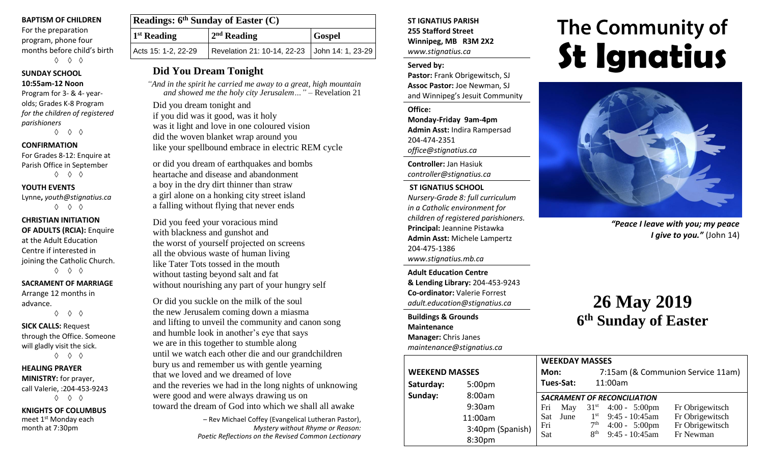**BAPTISM OF CHILDREN**
For the preparation program, phone four months before child's birth

◊ ◊ ◊

**SUNDAY SCHOOL**
**10:55am-12 Noon**
Program for 3- & 4- year-olds; Grades K-8 Program *for the children of registered parishioners*

◊ ◊ ◊

**CONFIRMATION**
For Grades 8-12: Enquire at Parish Office in September

◊ ◊ ◊

**YOUTH EVENTS**
Lynne**,** *youth@stignatius.ca*

◊ ◊ ◊

**CHRISTIAN INITIATION OF ADULTS (RCIA):** Enquire at the Adult Education Centre if interested in joining the Catholic Church.

◊ ◊ ◊

**SACRAMENT OF MARRIAGE**
Arrange 12 months in advance.

◊ ◊ ◊

**SICK CALLS:** Request through the Office. Someone will gladly visit the sick.

◊ ◊ ◊

**HEALING PRAYER MINISTRY:** for prayer, call Valerie, :204-453-9243

◊ ◊ ◊

**KNIGHTS OF COLUMBUS**
meet 1st Monday each month at 7:30pm

| Readings: 6th Sunday of Easter (C) | | |
|---|---|---|
| 1st Reading | 2nd Reading | Gospel |
| Acts 15: 1-2, 22-29 | Revelation 21: 10-14, 22-23 | John 14: 1, 23-29 |

## Did You Dream Tonight

*"And in the spirit he carried me away to a great, high mountain and showed me the holy city Jerusalem…"* – Revelation 21

Did you dream tonight and
if you did was it good, was it holy
was it light and love in one coloured vision
did the woven blanket wrap around you
like your spellbound embrace in electric REM cycle

or did you dream of earthquakes and bombs
heartache and disease and abandonment
a boy in the dry dirt thinner than straw
a girl alone on a honking city street island
a falling without flying that never ends

Did you feed your voracious mind
with blackness and gunshot and
the worst of yourself projected on screens
all the obvious waste of human living
like Tater Tots tossed in the mouth
without tasting beyond salt and fat
without nourishing any part of your hungry self

Or did you suckle on the milk of the soul
the new Jerusalem coming down a miasma
and lifting to unveil the community and canon song
and humble look in another's eye that says
we are in this together to stumble along
until we watch each other die and our grandchildren
bury us and remember us with gentle yearning
that we loved and we dreamed of love
and the reveries we had in the long nights of unknowing
were good and were always drawing us on
toward the dream of God into which we shall all awake

– Rev Michael Coffey (Evangelical Lutheran Pastor), *Mystery without Rhyme or Reason: Poetic Reflections on the Revised Common Lectionary*

**ST IGNATIUS PARISH**
**255 Stafford Street**
**Winnipeg, MB R3M 2X2**
*www.stignatius.ca*

**Served by:**
**Pastor:** Frank Obrigewitsch, SJ
**Assoc Pastor:** Joe Newman, SJ
and Winnipeg's Jesuit Community

**Office:**
**Monday-Friday 9am-4pm**
**Admin Asst:** Indira Rampersad
204-474-2351
*office@stignatius.ca*

**Controller:** Jan Hasiuk
*controller@stignatius.ca*

**ST IGNATIUS SCHOOL**
*Nursery-Grade 8: full curriculum in a Catholic environment for children of registered parishioners.*
**Principal:** Jeannine Pistawka
**Admin Asst:** Michele Lampertz
204-475-1386
*www.stignatius.mb.ca*

**Adult Education Centre & Lending Library:** 204-453-9243
**Co-ordinator:** Valerie Forrest
*adult.education@stignatius.ca*

**Buildings & Grounds Maintenance**
**Manager:** Chris Janes
*maintenance@stignatius.ca*

# The Community of St Ignatius

*"Peace I leave with you; my peace I give to you."* (John 14)

# 26 May 2019
## 6th Sunday of Easter

**WEEKEND MASSES**

| | |
|---|---|
| **Saturday:** | 5:00pm |
| **Sunday:** | 8:00am |
| | 9:30am |
| | 11:00am |
| | 3:40pm (Spanish) |
| | 8:30pm |

**WEEKDAY MASSES**

| | |
|---|---|
| **Mon:** | 7:15am (& Communion Service 11am) |
| **Tues-Sat:** | 11:00am |

***SACRAMENT OF RECONCILIATION***

| | | | | |
|---|---|---|---|---|
| Fri | May | 31st | 4:00 - 5:00pm | Fr Obrigewitsch |
| Sat | June | 1st | 9:45 - 10:45am | Fr Obrigewitsch |
| Fri | | 7th | 4:00 - 5:00pm | Fr Obrigewitsch |
| Sat | | 8th | 9:45 - 10:45am | Fr Newman |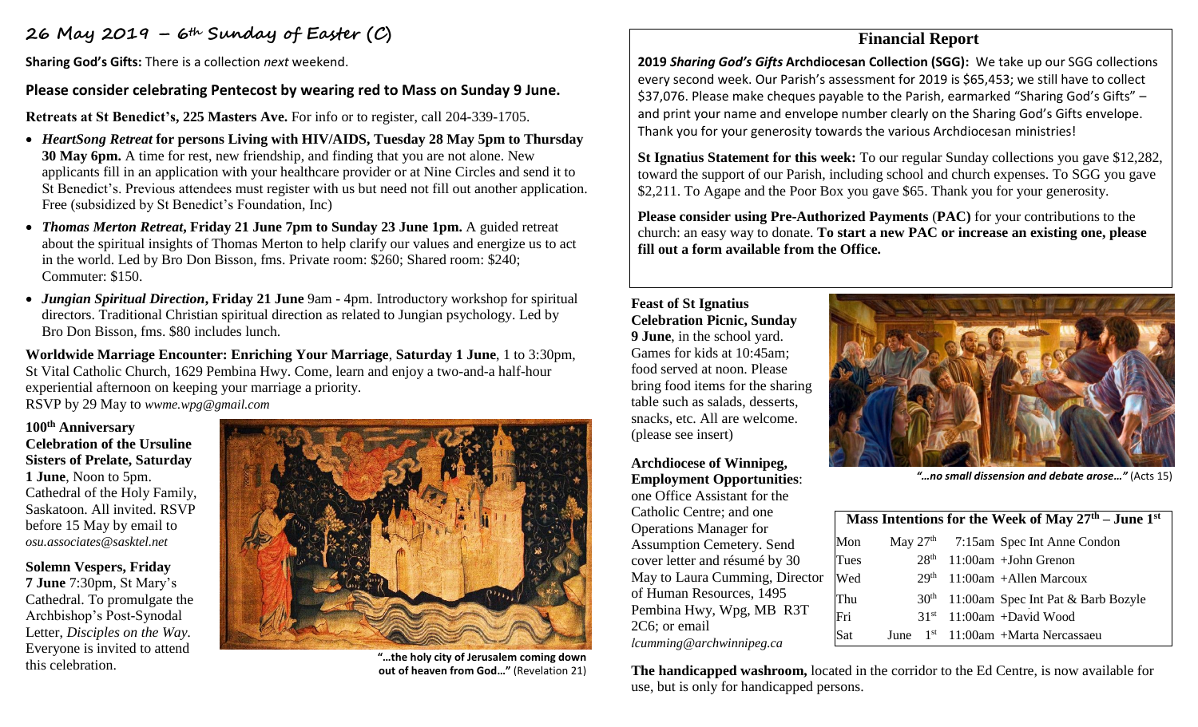# 26 May 2019 – 6th Sunday of Easter (C)

**Sharing God's Gifts:** There is a collection *next* weekend.

## Please consider celebrating Pentecost by wearing red to Mass on Sunday 9 June.

**Retreats at St Benedict's, 225 Masters Ave.** For info or to register, call 204-339-1705.

- ***HeartSong Retreat* for persons Living with HIV/AIDS, Tuesday 28 May 5pm to Thursday 30 May 6pm.** A time for rest, new friendship, and finding that you are not alone. New applicants fill in an application with your healthcare provider or at Nine Circles and send it to St Benedict's. Previous attendees must register with us but need not fill out another application. Free (subsidized by St Benedict's Foundation, Inc)
- ***Thomas Merton Retreat*, Friday 21 June 7pm to Sunday 23 June 1pm.** A guided retreat about the spiritual insights of Thomas Merton to help clarify our values and energize us to act in the world. Led by Bro Don Bisson, fms. Private room: $260; Shared room: $240; Commuter: $150.
- ***Jungian Spiritual Direction*, Friday 21 June** 9am - 4pm. Introductory workshop for spiritual directors. Traditional Christian spiritual direction as related to Jungian psychology. Led by Bro Don Bisson, fms. $80 includes lunch.

**Worldwide Marriage Encounter: Enriching Your Marriage**, **Saturday 1 June**, 1 to 3:30pm, St Vital Catholic Church, 1629 Pembina Hwy. Come, learn and enjoy a two-and-a half-hour experiential afternoon on keeping your marriage a priority. RSVP by 29 May to *wwme.wpg@gmail.com*

**100th Anniversary Celebration of the Ursuline Sisters of Prelate, Saturday 1 June**, Noon to 5pm. Cathedral of the Holy Family, Saskatoon. All invited. RSVP before 15 May by email to *osu.associates@sasktel.net*

**Solemn Vespers, Friday 7 June** 7:30pm, St Mary's Cathedral. To promulgate the Archbishop's Post-Synodal Letter, *Disciples on the Way*. Everyone is invited to attend this celebration.

**"…the holy city of Jerusalem coming down out of heaven from God…"** (Revelation 21)

## Financial Report

**2019 *Sharing God's Gifts* Archdiocesan Collection (SGG):** We take up our SGG collections every second week. Our Parish's assessment for 2019 is $65,453; we still have to collect $37,076. Please make cheques payable to the Parish, earmarked "Sharing God's Gifts" – and print your name and envelope number clearly on the Sharing God's Gifts envelope. Thank you for your generosity towards the various Archdiocesan ministries!

**St Ignatius Statement for this week:** To our regular Sunday collections you gave $12,282, toward the support of our Parish, including school and church expenses. To SGG you gave $2,211. To Agape and the Poor Box you gave $65. Thank you for your generosity.

**Please consider using Pre-Authorized Payments** (**PAC)** for your contributions to the church: an easy way to donate. **To start a new PAC or increase an existing one, please fill out a form available from the Office.**

**Feast of St Ignatius Celebration Picnic, Sunday 9 June**, in the school yard. Games for kids at 10:45am; food served at noon. Please bring food items for the sharing table such as salads, desserts, snacks, etc. All are welcome. (please see insert)

**Archdiocese of Winnipeg, Employment Opportunities**: one Office Assistant for the Catholic Centre; and one Operations Manager for Assumption Cemetery. Send cover letter and résumé by 30 May to Laura Cumming, Director of Human Resources, 1495 Pembina Hwy, Wpg, MB R3T 2C6; or email *lcumming@archwinnipeg.ca*

***"…no small dissension and debate arose…"*** (Acts 15)

| Mass Intentions for the Week of May 27th – June 1st | | | |
| --- | --- | --- | --- |
| Mon | May 27th | 7:15am | Spec Int Anne Condon |
| Tues | 28th | 11:00am | +John Grenon |
| Wed | 29th | 11:00am | +Allen Marcoux |
| Thu | 30th | 11:00am | Spec Int Pat & Barb Bozyle |
| Fri | 31st | 11:00am | +David Wood |
| Sat | June 1st | 11:00am | +Marta Nercassaeu |

**The handicapped washroom,** located in the corridor to the Ed Centre, is now available for use, but is only for handicapped persons.